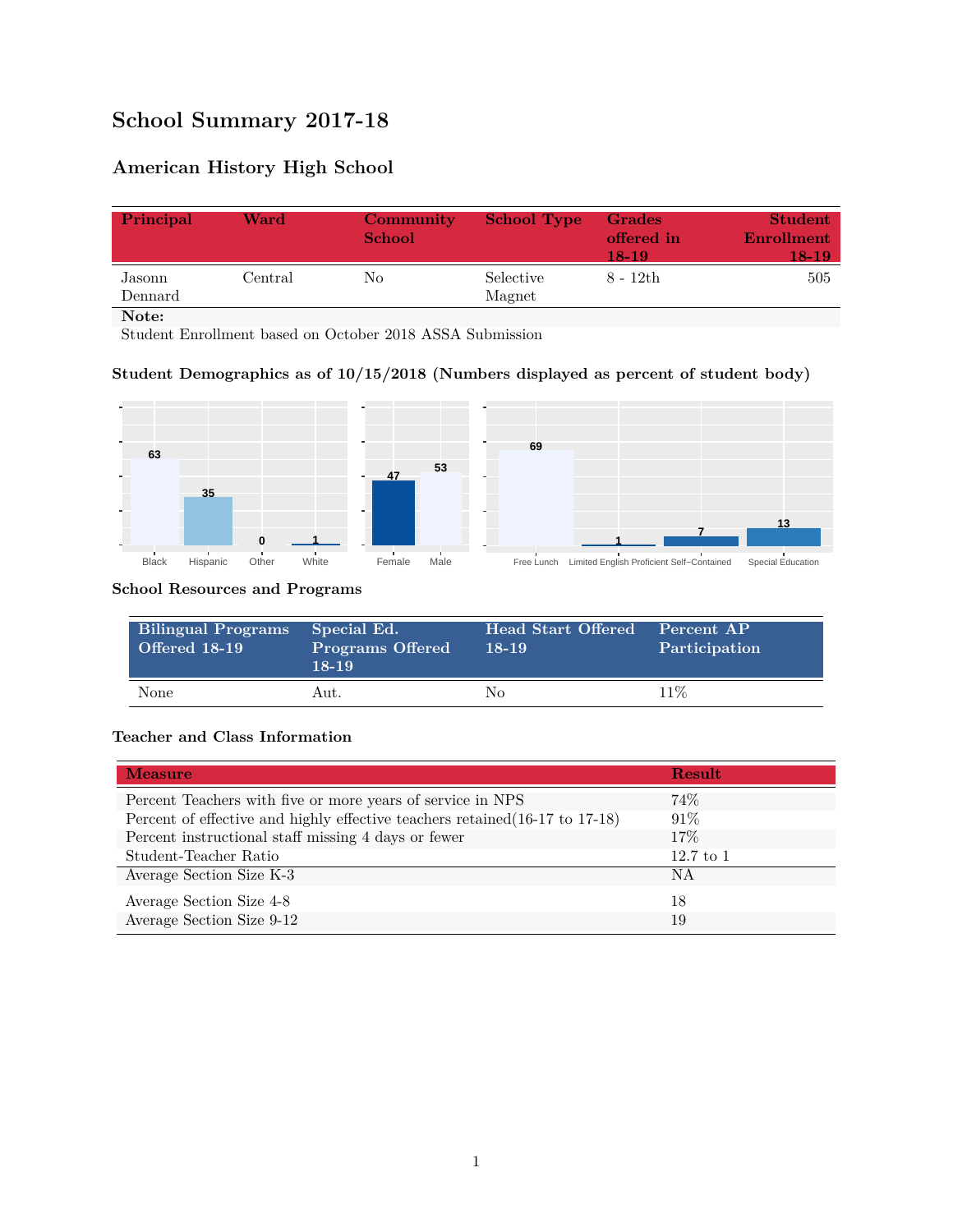# School Summary 2017-18

## American History High School

| Principal | Ward | Community School | School Type | Grades offered in 18-19 | Student Enrollment 18-19 |
|---|---|---|---|---|---|
| Jasonn Dennard | Central | No | Selective Magnet | 8 - 12th | 505 |

**Note:**
Student Enrollment based on October 2018 ASSA Submission

### Student Demographics as of 10/15/2018 (Numbers displayed as percent of student body)

| Black | Hispanic | Other | White |
|---|---|---|---|
| 63 | 35 | 0 | 1 |

| Female | Male |
|---|---|
| 47 | 53 |

| Free Lunch | Limited English Proficient | Self-Contained | Special Education |
|---|---|---|---|
| 69 | 1 | 7 | 13 |

### School Resources and Programs

| Bilingual Programs Offered 18-19 | Special Ed. Programs Offered 18-19 | Head Start Offered 18-19 | Percent AP Participation |
|---|---|---|---|
| None | Aut. | No | 11% |

### Teacher and Class Information

| Measure | Result |
|---|---|
| Percent Teachers with five or more years of service in NPS | 74% |
| Percent of effective and highly effective teachers retained(16-17 to 17-18) | 91% |
| Percent instructional staff missing 4 days or fewer | 17% |
| Student-Teacher Ratio | 12.7 to 1 |
| Average Section Size K-3 | NA |
| Average Section Size 4-8 | 18 |
| Average Section Size 9-12 | 19 |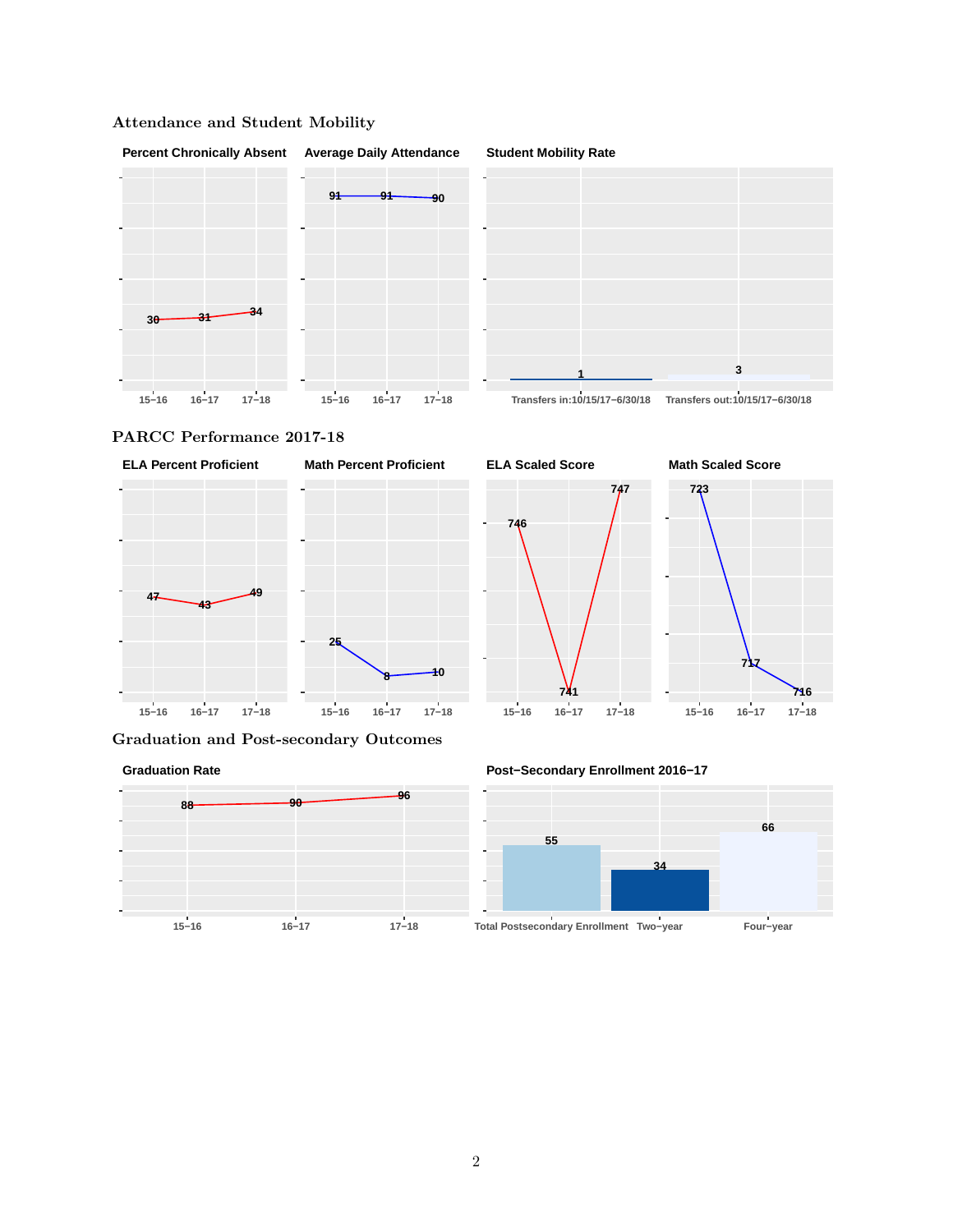## Attendance and Student Mobility

**Percent Chronically Absent**

30
31
34

15−16 16−17 17−18

**Average Daily Attendance**

91
91
90

15−16 16−17 17−18

**Student Mobility Rate**

1
3

Transfers in:10/15/17−6/30/18 Transfers out:10/15/17−6/30/18

## PARCC Performance 2017-18

**ELA Percent Proficient**

47
43
49

15−16 16−17 17−18

**Math Percent Proficient**

25
8
10

15−16 16−17 17−18

**ELA Scaled Score**

746
741
747

15−16 16−17 17−18

**Math Scaled Score**

723
717
716

15−16 16−17 17−18

## Graduation and Post-secondary Outcomes

**Graduation Rate**

88
90
96

15−16 16−17 17−18

**Post−Secondary Enrollment 2016−17**

55
34
66

Total Postsecondary Enrollment Two−year Four−year